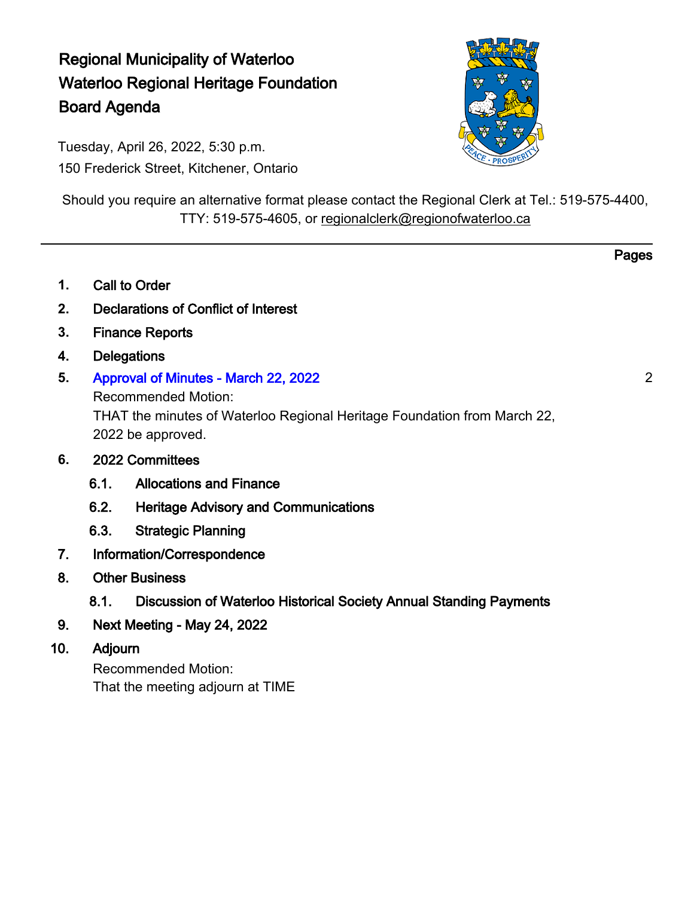# Regional Municipality of Waterloo
# Waterloo Regional Heritage Foundation
# Board Agenda

Tuesday, April 26, 2022, 5:30 p.m.
150 Frederick Street, Kitchener, Ontario

Should you require an alternative format please contact the Regional Clerk at Tel.: 519-575-4400, TTY: 519-575-4605, or regionalclerk@regionofwaterloo.ca

---

**Pages**

1. **Call to Order**
2. **Declarations of Conflict of Interest**
3. **Finance Reports**
4. **Delegations**
5. **Approval of Minutes - March 22, 2022** — 2

   Recommended Motion:
   THAT the minutes of Waterloo Regional Heritage Foundation from March 22, 2022 be approved.

6. **2022 Committees**
   - 6.1. **Allocations and Finance**
   - 6.2. **Heritage Advisory and Communications**
   - 6.3. **Strategic Planning**
7. **Information/Correspondence**
8. **Other Business**
   - 8.1. **Discussion of Waterloo Historical Society Annual Standing Payments**
9. **Next Meeting - May 24, 2022**
10. **Adjourn**

    Recommended Motion:
    That the meeting adjourn at TIME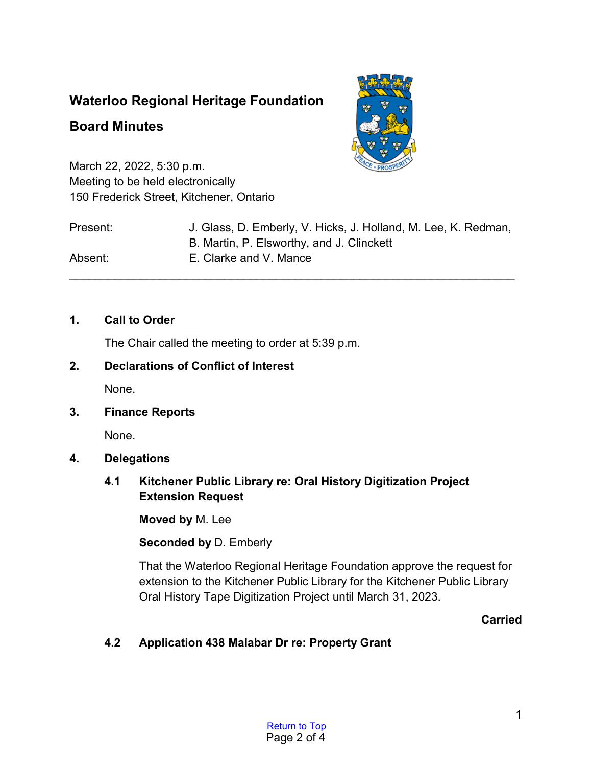# Waterloo Regional Heritage Foundation

## Board Minutes

March 22, 2022, 5:30 p.m.
Meeting to be held electronically
150 Frederick Street, Kitchener, Ontario

| | |
|---|---|
| Present: | J. Glass, D. Emberly, V. Hicks, J. Holland, M. Lee, K. Redman, B. Martin, P. Elsworthy, and J. Clinckett |
| Absent: | E. Clarke and V. Mance |

---

### 1. Call to Order

The Chair called the meeting to order at 5:39 p.m.

### 2. Declarations of Conflict of Interest

None.

### 3. Finance Reports

None.

### 4. Delegations

#### 4.1 Kitchener Public Library re: Oral History Digitization Project Extension Request

**Moved by** M. Lee

**Seconded by** D. Emberly

That the Waterloo Regional Heritage Foundation approve the request for extension to the Kitchener Public Library for the Kitchener Public Library Oral History Tape Digitization Project until March 31, 2023.

**Carried**

#### 4.2 Application 438 Malabar Dr re: Property Grant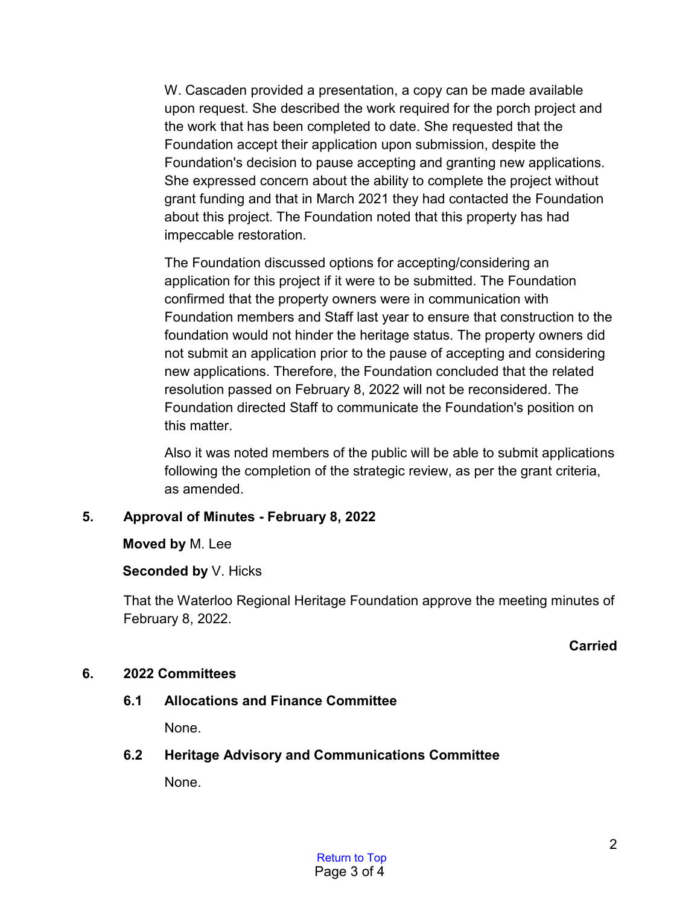W. Cascaden provided a presentation, a copy can be made available upon request. She described the work required for the porch project and the work that has been completed to date. She requested that the Foundation accept their application upon submission, despite the Foundation's decision to pause accepting and granting new applications. She expressed concern about the ability to complete the project without grant funding and that in March 2021 they had contacted the Foundation about this project. The Foundation noted that this property has had impeccable restoration.

The Foundation discussed options for accepting/considering an application for this project if it were to be submitted. The Foundation confirmed that the property owners were in communication with Foundation members and Staff last year to ensure that construction to the foundation would not hinder the heritage status. The property owners did not submit an application prior to the pause of accepting and considering new applications. Therefore, the Foundation concluded that the related resolution passed on February 8, 2022 will not be reconsidered. The Foundation directed Staff to communicate the Foundation's position on this matter.

Also it was noted members of the public will be able to submit applications following the completion of the strategic review, as per the grant criteria, as amended.

## 5. Approval of Minutes - February 8, 2022

**Moved by** M. Lee

**Seconded by** V. Hicks

That the Waterloo Regional Heritage Foundation approve the meeting minutes of February 8, 2022.

**Carried**

## 6. 2022 Committees

### 6.1 Allocations and Finance Committee

None.

### 6.2 Heritage Advisory and Communications Committee

None.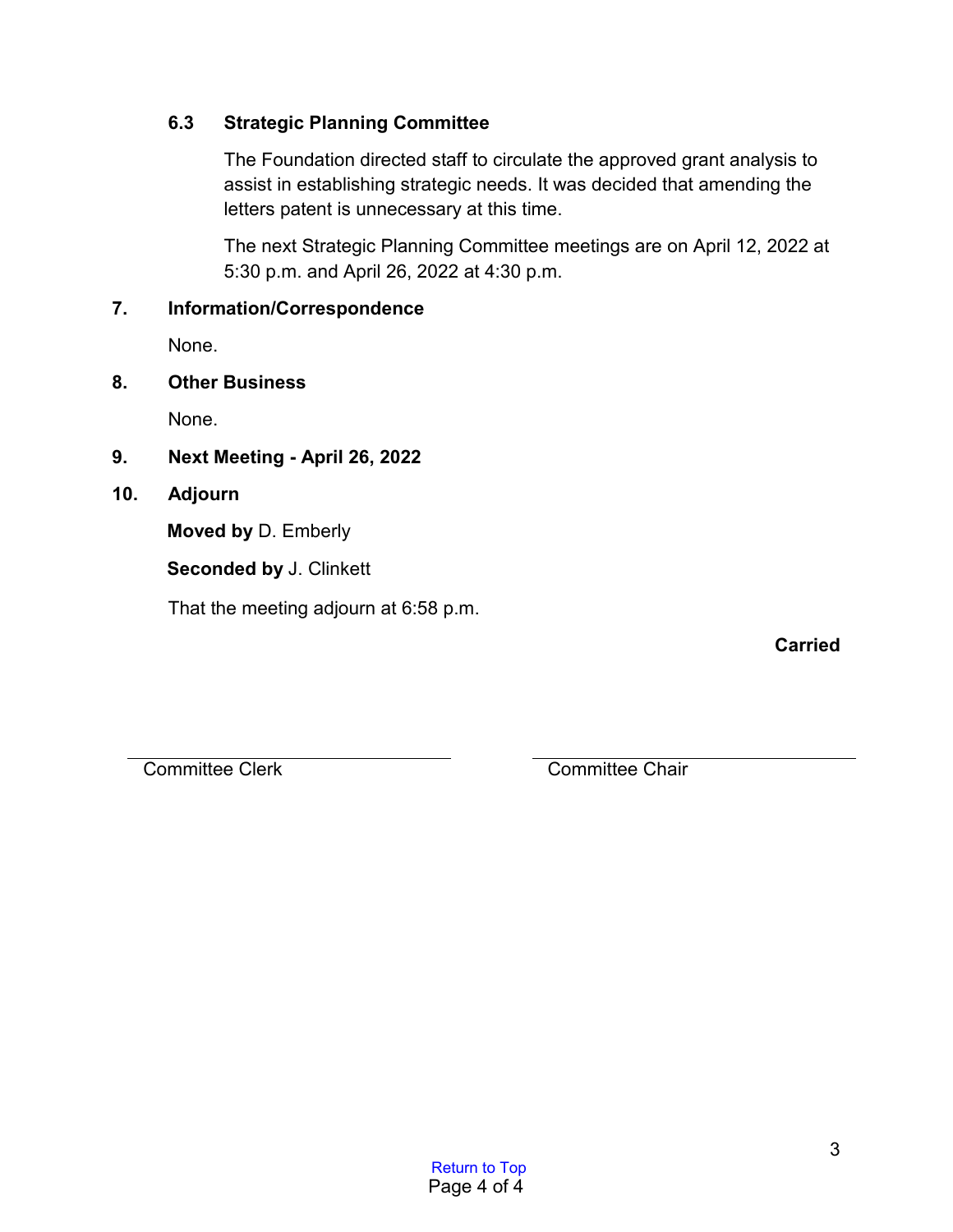### 6.3 Strategic Planning Committee

The Foundation directed staff to circulate the approved grant analysis to assist in establishing strategic needs. It was decided that amending the letters patent is unnecessary at this time.

The next Strategic Planning Committee meetings are on April 12, 2022 at 5:30 p.m. and April 26, 2022 at 4:30 p.m.

## 7. Information/Correspondence

None.

## 8. Other Business

None.

## 9. Next Meeting - April 26, 2022

## 10. Adjourn

**Moved by** D. Emberly

**Seconded by** J. Clinkett

That the meeting adjourn at 6:58 p.m.

**Carried**

Committee Clerk

Committee Chair

Return to Top